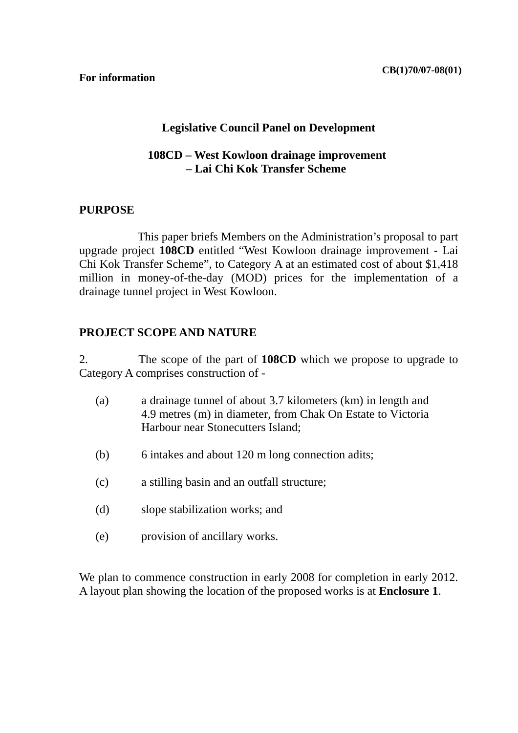CB(1)70/07-08(01)

**For information**

**Legislative Council Panel on Development**

**108CD – West Kowloon drainage improvement – Lai Chi Kok Transfer Scheme**

**PURPOSE**

This paper briefs Members on the Administration's proposal to part upgrade project **108CD** entitled "West Kowloon drainage improvement - Lai Chi Kok Transfer Scheme", to Category A at an estimated cost of about $1,418 million in money-of-the-day (MOD) prices for the implementation of a drainage tunnel project in West Kowloon.

**PROJECT SCOPE AND NATURE**

2. The scope of the part of **108CD** which we propose to upgrade to Category A comprises construction of -

(a) a drainage tunnel of about 3.7 kilometers (km) in length and 4.9 metres (m) in diameter, from Chak On Estate to Victoria Harbour near Stonecutters Island;

(b) 6 intakes and about 120 m long connection adits;

(c) a stilling basin and an outfall structure;

(d) slope stabilization works; and

(e) provision of ancillary works.

We plan to commence construction in early 2008 for completion in early 2012. A layout plan showing the location of the proposed works is at **Enclosure 1**.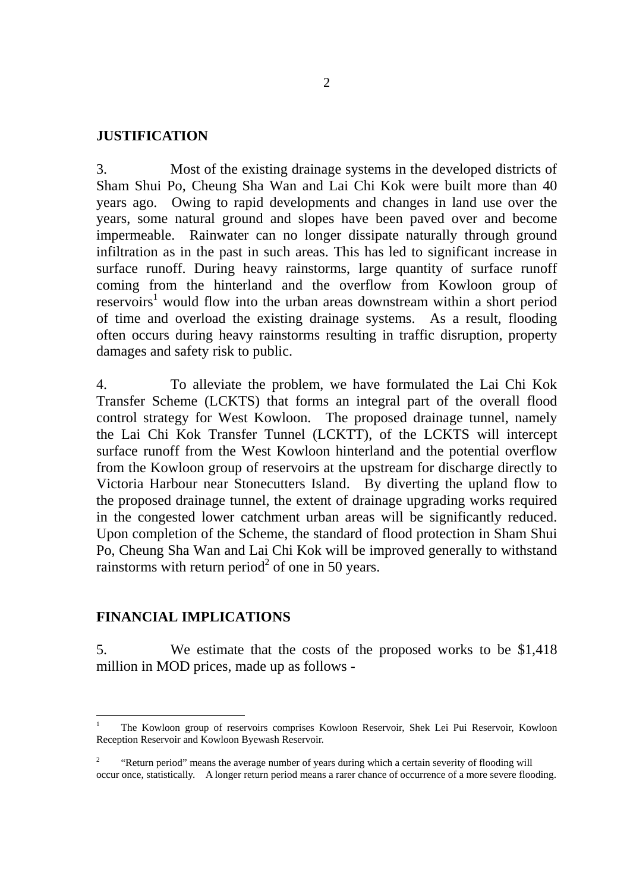## JUSTIFICATION

3. Most of the existing drainage systems in the developed districts of Sham Shui Po, Cheung Sha Wan and Lai Chi Kok were built more than 40 years ago. Owing to rapid developments and changes in land use over the years, some natural ground and slopes have been paved over and become impermeable. Rainwater can no longer dissipate naturally through ground infiltration as in the past in such areas. This has led to significant increase in surface runoff. During heavy rainstorms, large quantity of surface runoff coming from the hinterland and the overflow from Kowloon group of reservoirs[1] would flow into the urban areas downstream within a short period of time and overload the existing drainage systems. As a result, flooding often occurs during heavy rainstorms resulting in traffic disruption, property damages and safety risk to public.

4. To alleviate the problem, we have formulated the Lai Chi Kok Transfer Scheme (LCKTS) that forms an integral part of the overall flood control strategy for West Kowloon. The proposed drainage tunnel, namely the Lai Chi Kok Transfer Tunnel (LCKTT), of the LCKTS will intercept surface runoff from the West Kowloon hinterland and the potential overflow from the Kowloon group of reservoirs at the upstream for discharge directly to Victoria Harbour near Stonecutters Island. By diverting the upland flow to the proposed drainage tunnel, the extent of drainage upgrading works required in the congested lower catchment urban areas will be significantly reduced. Upon completion of the Scheme, the standard of flood protection in Sham Shui Po, Cheung Sha Wan and Lai Chi Kok will be improved generally to withstand rainstorms with return period[2] of one in 50 years.

## FINANCIAL IMPLICATIONS

5. We estimate that the costs of the proposed works to be $1,418 million in MOD prices, made up as follows -

---

[1] The Kowloon group of reservoirs comprises Kowloon Reservoir, Shek Lei Pui Reservoir, Kowloon Reception Reservoir and Kowloon Byewash Reservoir.

[2] "Return period" means the average number of years during which a certain severity of flooding will occur once, statistically. A longer return period means a rarer chance of occurrence of a more severe flooding.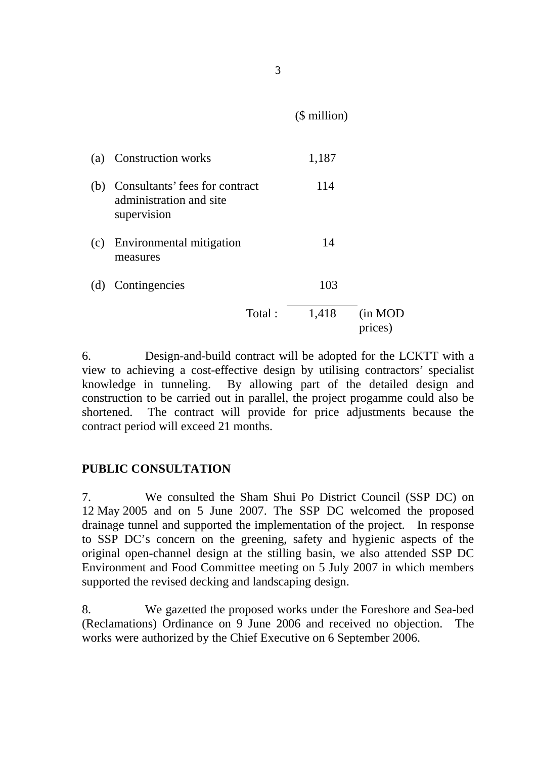| | | ($ million) | |
|---|---|---|---|
| (a) | Construction works | 1,187 | |
| (b) | Consultants' fees for contract administration and site supervision | 114 | |
| (c) | Environmental mitigation measures | 14 | |
| (d) | Contingencies | 103 | |
| | Total : | 1,418 | (in MOD prices) |

6. Design-and-build contract will be adopted for the LCKTT with a view to achieving a cost-effective design by utilising contractors' specialist knowledge in tunneling. By allowing part of the detailed design and construction to be carried out in parallel, the project progamme could also be shortened. The contract will provide for price adjustments because the contract period will exceed 21 months.

**PUBLIC CONSULTATION**

7. We consulted the Sham Shui Po District Council (SSP DC) on 12 May 2005 and on 5 June 2007. The SSP DC welcomed the proposed drainage tunnel and supported the implementation of the project. In response to SSP DC's concern on the greening, safety and hygienic aspects of the original open-channel design at the stilling basin, we also attended SSP DC Environment and Food Committee meeting on 5 July 2007 in which members supported the revised decking and landscaping design.

8. We gazetted the proposed works under the Foreshore and Sea-bed (Reclamations) Ordinance on 9 June 2006 and received no objection. The works were authorized by the Chief Executive on 6 September 2006.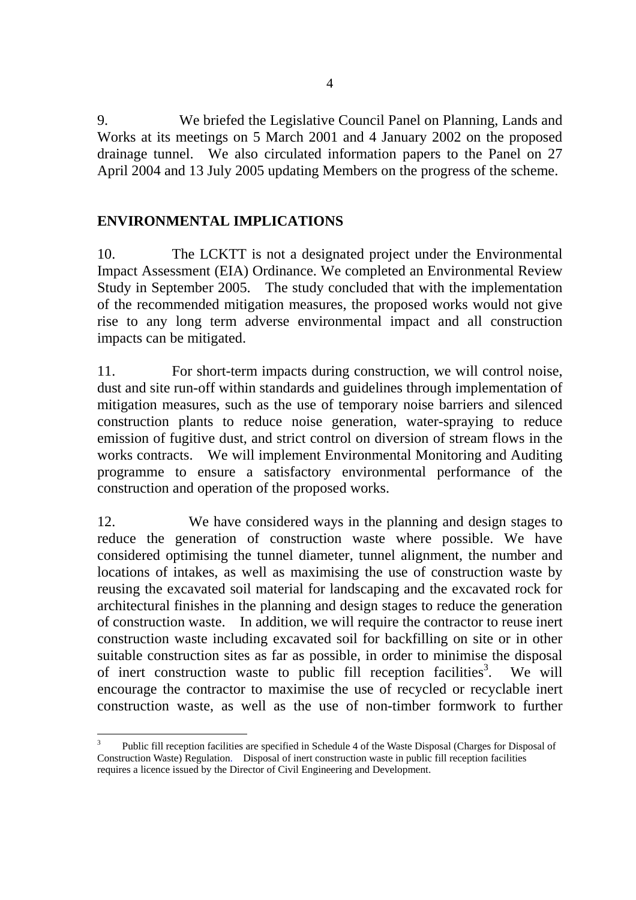9. We briefed the Legislative Council Panel on Planning, Lands and Works at its meetings on 5 March 2001 and 4 January 2002 on the proposed drainage tunnel. We also circulated information papers to the Panel on 27 April 2004 and 13 July 2005 updating Members on the progress of the scheme.

## ENVIRONMENTAL IMPLICATIONS

10. The LCKTT is not a designated project under the Environmental Impact Assessment (EIA) Ordinance. We completed an Environmental Review Study in September 2005. The study concluded that with the implementation of the recommended mitigation measures, the proposed works would not give rise to any long term adverse environmental impact and all construction impacts can be mitigated.

11. For short-term impacts during construction, we will control noise, dust and site run-off within standards and guidelines through implementation of mitigation measures, such as the use of temporary noise barriers and silenced construction plants to reduce noise generation, water-spraying to reduce emission of fugitive dust, and strict control on diversion of stream flows in the works contracts. We will implement Environmental Monitoring and Auditing programme to ensure a satisfactory environmental performance of the construction and operation of the proposed works.

12. We have considered ways in the planning and design stages to reduce the generation of construction waste where possible. We have considered optimising the tunnel diameter, tunnel alignment, the number and locations of intakes, as well as maximising the use of construction waste by reusing the excavated soil material for landscaping and the excavated rock for architectural finishes in the planning and design stages to reduce the generation of construction waste. In addition, we will require the contractor to reuse inert construction waste including excavated soil for backfilling on site or in other suitable construction sites as far as possible, in order to minimise the disposal of inert construction waste to public fill reception facilities[3]. We will encourage the contractor to maximise the use of recycled or recyclable inert construction waste, as well as the use of non-timber formwork to further

---

[3] Public fill reception facilities are specified in Schedule 4 of the Waste Disposal (Charges for Disposal of Construction Waste) Regulation. Disposal of inert construction waste in public fill reception facilities requires a licence issued by the Director of Civil Engineering and Development.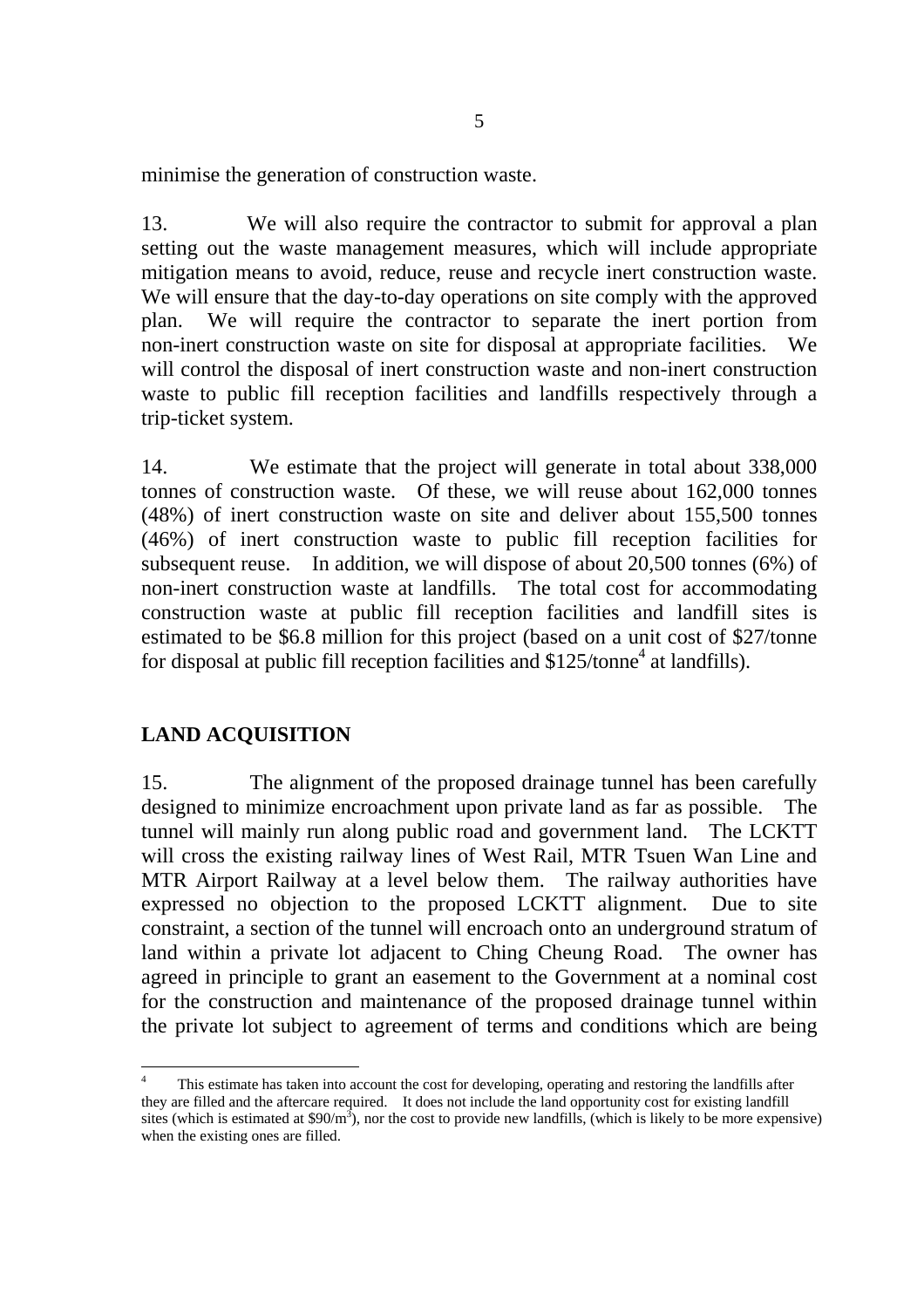minimise the generation of construction waste.

13. We will also require the contractor to submit for approval a plan setting out the waste management measures, which will include appropriate mitigation means to avoid, reduce, reuse and recycle inert construction waste. We will ensure that the day-to-day operations on site comply with the approved plan. We will require the contractor to separate the inert portion from non-inert construction waste on site for disposal at appropriate facilities. We will control the disposal of inert construction waste and non-inert construction waste to public fill reception facilities and landfills respectively through a trip-ticket system.

14. We estimate that the project will generate in total about 338,000 tonnes of construction waste. Of these, we will reuse about 162,000 tonnes (48%) of inert construction waste on site and deliver about 155,500 tonnes (46%) of inert construction waste to public fill reception facilities for subsequent reuse. In addition, we will dispose of about 20,500 tonnes (6%) of non-inert construction waste at landfills. The total cost for accommodating construction waste at public fill reception facilities and landfill sites is estimated to be $6.8 million for this project (based on a unit cost of $27/tonne for disposal at public fill reception facilities and $125/tonne[4] at landfills).

## LAND ACQUISITION

15. The alignment of the proposed drainage tunnel has been carefully designed to minimize encroachment upon private land as far as possible. The tunnel will mainly run along public road and government land. The LCKTT will cross the existing railway lines of West Rail, MTR Tsuen Wan Line and MTR Airport Railway at a level below them. The railway authorities have expressed no objection to the proposed LCKTT alignment. Due to site constraint, a section of the tunnel will encroach onto an underground stratum of land within a private lot adjacent to Ching Cheung Road. The owner has agreed in principle to grant an easement to the Government at a nominal cost for the construction and maintenance of the proposed drainage tunnel within the private lot subject to agreement of terms and conditions which are being

---

[4] This estimate has taken into account the cost for developing, operating and restoring the landfills after they are filled and the aftercare required. It does not include the land opportunity cost for existing landfill sites (which is estimated at $90/m$^3$), nor the cost to provide new landfills, (which is likely to be more expensive) when the existing ones are filled.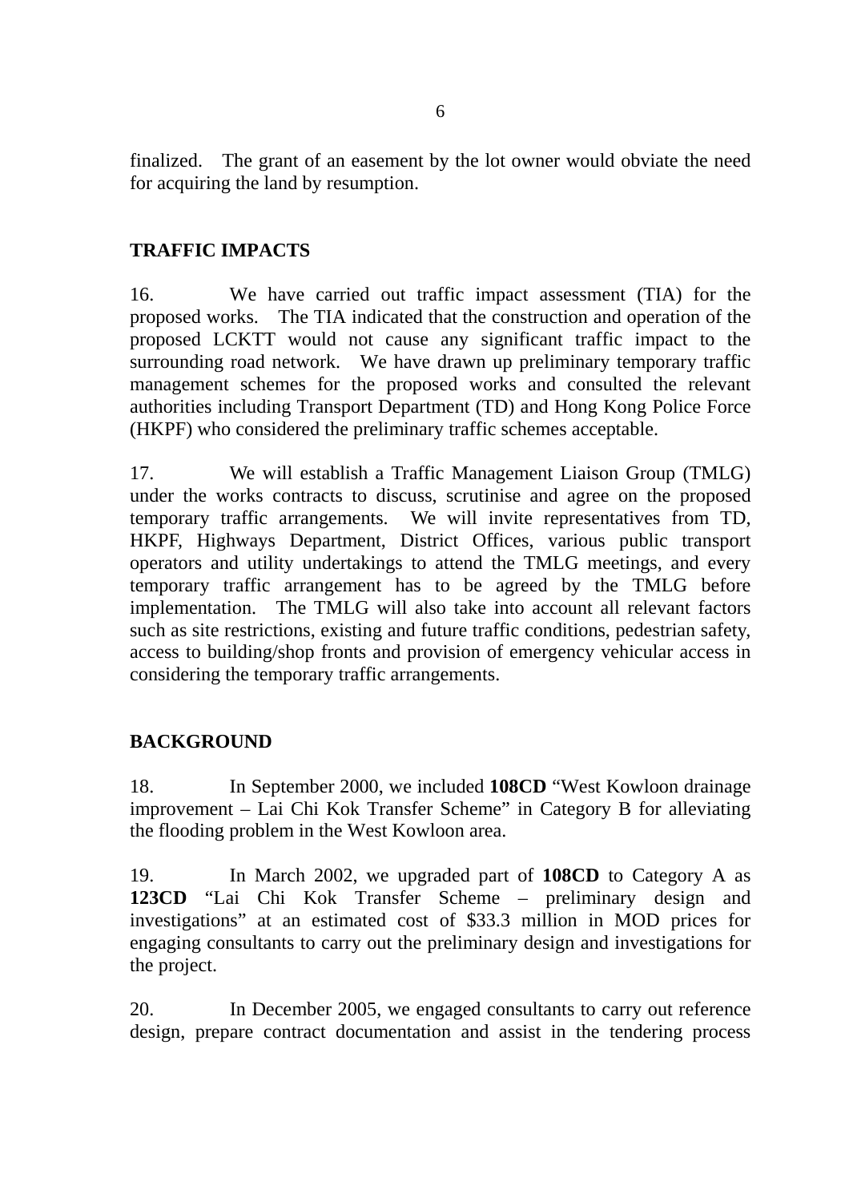finalized. The grant of an easement by the lot owner would obviate the need for acquiring the land by resumption.

## TRAFFIC IMPACTS

16. We have carried out traffic impact assessment (TIA) for the proposed works. The TIA indicated that the construction and operation of the proposed LCKTT would not cause any significant traffic impact to the surrounding road network. We have drawn up preliminary temporary traffic management schemes for the proposed works and consulted the relevant authorities including Transport Department (TD) and Hong Kong Police Force (HKPF) who considered the preliminary traffic schemes acceptable.

17. We will establish a Traffic Management Liaison Group (TMLG) under the works contracts to discuss, scrutinise and agree on the proposed temporary traffic arrangements. We will invite representatives from TD, HKPF, Highways Department, District Offices, various public transport operators and utility undertakings to attend the TMLG meetings, and every temporary traffic arrangement has to be agreed by the TMLG before implementation. The TMLG will also take into account all relevant factors such as site restrictions, existing and future traffic conditions, pedestrian safety, access to building/shop fronts and provision of emergency vehicular access in considering the temporary traffic arrangements.

## BACKGROUND

18. In September 2000, we included **108CD** "West Kowloon drainage improvement – Lai Chi Kok Transfer Scheme" in Category B for alleviating the flooding problem in the West Kowloon area.

19. In March 2002, we upgraded part of **108CD** to Category A as **123CD** "Lai Chi Kok Transfer Scheme – preliminary design and investigations" at an estimated cost of $33.3 million in MOD prices for engaging consultants to carry out the preliminary design and investigations for the project.

20. In December 2005, we engaged consultants to carry out reference design, prepare contract documentation and assist in the tendering process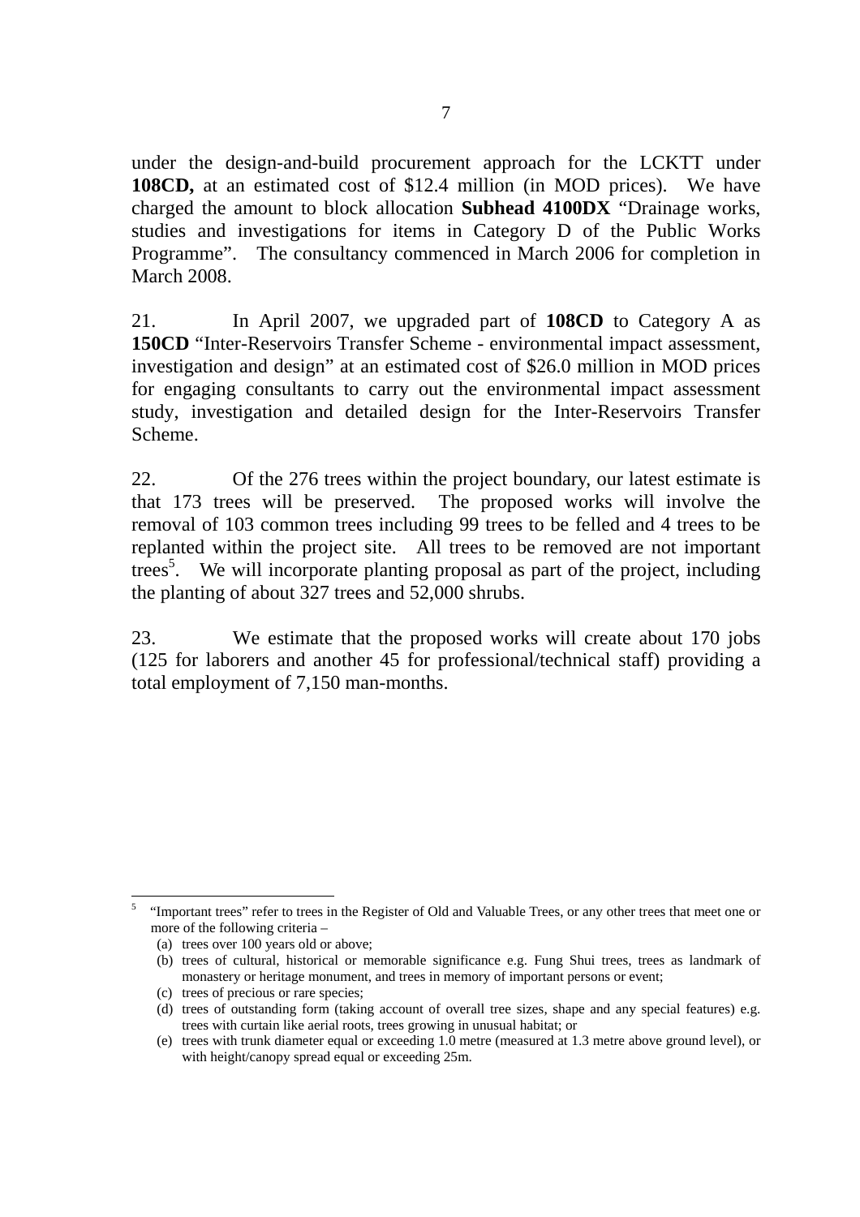under the design-and-build procurement approach for the LCKTT under **108CD,** at an estimated cost of $12.4 million (in MOD prices). We have charged the amount to block allocation **Subhead 4100DX** "Drainage works, studies and investigations for items in Category D of the Public Works Programme". The consultancy commenced in March 2006 for completion in March 2008.

21. In April 2007, we upgraded part of **108CD** to Category A as **150CD** "Inter-Reservoirs Transfer Scheme - environmental impact assessment, investigation and design" at an estimated cost of $26.0 million in MOD prices for engaging consultants to carry out the environmental impact assessment study, investigation and detailed design for the Inter-Reservoirs Transfer Scheme.

22. Of the 276 trees within the project boundary, our latest estimate is that 173 trees will be preserved. The proposed works will involve the removal of 103 common trees including 99 trees to be felled and 4 trees to be replanted within the project site. All trees to be removed are not important trees[5]. We will incorporate planting proposal as part of the project, including the planting of about 327 trees and 52,000 shrubs.

23. We estimate that the proposed works will create about 170 jobs (125 for laborers and another 45 for professional/technical staff) providing a total employment of 7,150 man-months.

---

[5] "Important trees" refer to trees in the Register of Old and Valuable Trees, or any other trees that meet one or more of the following criteria –

(a) trees over 100 years old or above;
(b) trees of cultural, historical or memorable significance e.g. Fung Shui trees, trees as landmark of monastery or heritage monument, and trees in memory of important persons or event;
(c) trees of precious or rare species;
(d) trees of outstanding form (taking account of overall tree sizes, shape and any special features) e.g. trees with curtain like aerial roots, trees growing in unusual habitat; or
(e) trees with trunk diameter equal or exceeding 1.0 metre (measured at 1.3 metre above ground level), or with height/canopy spread equal or exceeding 25m.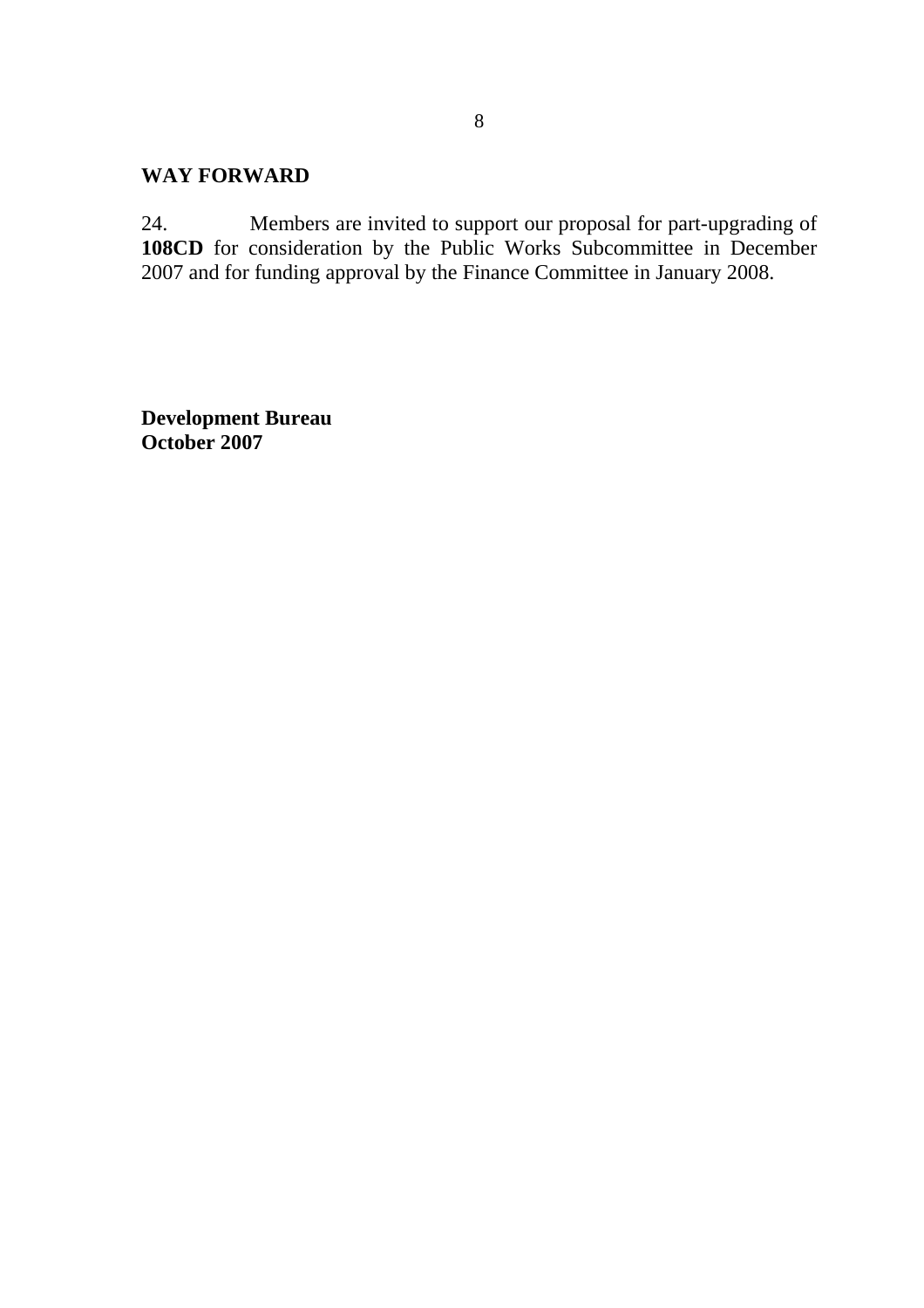**WAY FORWARD**

24. Members are invited to support our proposal for part-upgrading of **108CD** for consideration by the Public Works Subcommittee in December 2007 and for funding approval by the Finance Committee in January 2008.

**Development Bureau**
**October 2007**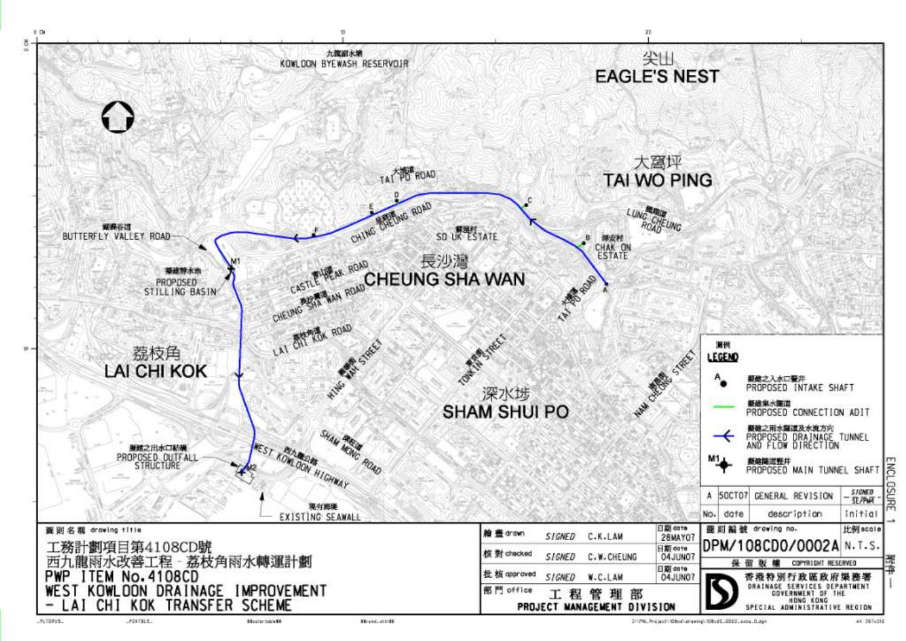ENCLOSURE 1

附件一

九龍副水塘
KOWLOON BYEWASH RESERVOIR

尖山
EAGLE'S NEST

大窩坪
TAI WO PING

大埔道
TAI PO ROAD

蝴蝶谷道
BUTTERFLY VALLEY ROAD

呈祥道
CHING CHEUNG ROAD

蘇屋邨
SO UK ESTATE

龍翔道
LUNG CHEUNG ROAD

澤安邨
CHAK ON ESTATE

擬建靜水池
PROPOSED STILLING BASIN

長沙灣
CHEUNG SHA WAN

青山道
CASTLE PEAK ROAD

長沙灣道
CHEUNG SHA WAN ROAD

荔枝角道
LAI CHI KOK ROAD

大埔道
TAI PO ROAD

荔枝角
LAI CHI KOK

興華街
HING WAH STREET

通州街
TONKIN STREET

南昌街
NAM CHEONG STREET

深水埗
SHAM SHUI PO

擬建之出水口結構
PROPOSED OUTFALL STRUCTURE

深旺道
SHAM MONG ROAD

西九龍公路
WEST KOWLOON HIGHWAY

現有海堤
EXISTING SEAWALL

圖例
LEGEND

| | |
|---|---|
| A | 擬建之入水口豎井 PROPOSED INTAKE SHAFT |
| | 擬建集水隧道 PROPOSED CONNECTION ADIT |
| | 擬建之雨水隧道及水流方向 PROPOSED DRAINAGE TUNNEL AND FLOW DIRECTION |
| M1 | 擬建隧道豎井 PROPOSED MAIN TUNNEL SHAFT |

| No. | date | description | initial |
|---|---|---|---|
| A | 5OCT07 | GENERAL REVISION | SIGNED SE/PM |

圖則名稱 drawing title

工務計劃項目第4108CD號
西九龍雨水改善工程 - 荔枝角雨水轉運計劃
PWP ITEM No.4108CD
WEST KOWLOON DRAINAGE IMPROVEMENT
- LAI CHI KOK TRANSFER SCHEME

| | | | |
|---|---|---|---|
| 繪畫 drawn | SIGNED | C.K.LAM | 日期 date 28MAY07 |
| 校對 checked | SIGNED | C.W.CHEUNG | 日期 date 04JUN07 |
| 批核 approved | SIGNED | W.C.LAM | 日期 date 04JUN07 |
| 部門 office | 工程管理部 PROJECT MANAGEMENT DIVISION | | |

圖則編號 drawing no. DPM/108CD0/0002A

比例 scale N.T.S.

保留版權 COPYRIGHT RESERVED

香港特別行政區政府渠務署
DRAINAGE SERVICES DEPARTMENT
GOVERNMENT OF THE HONG KONG SPECIAL ADMINISTRATIVE REGION